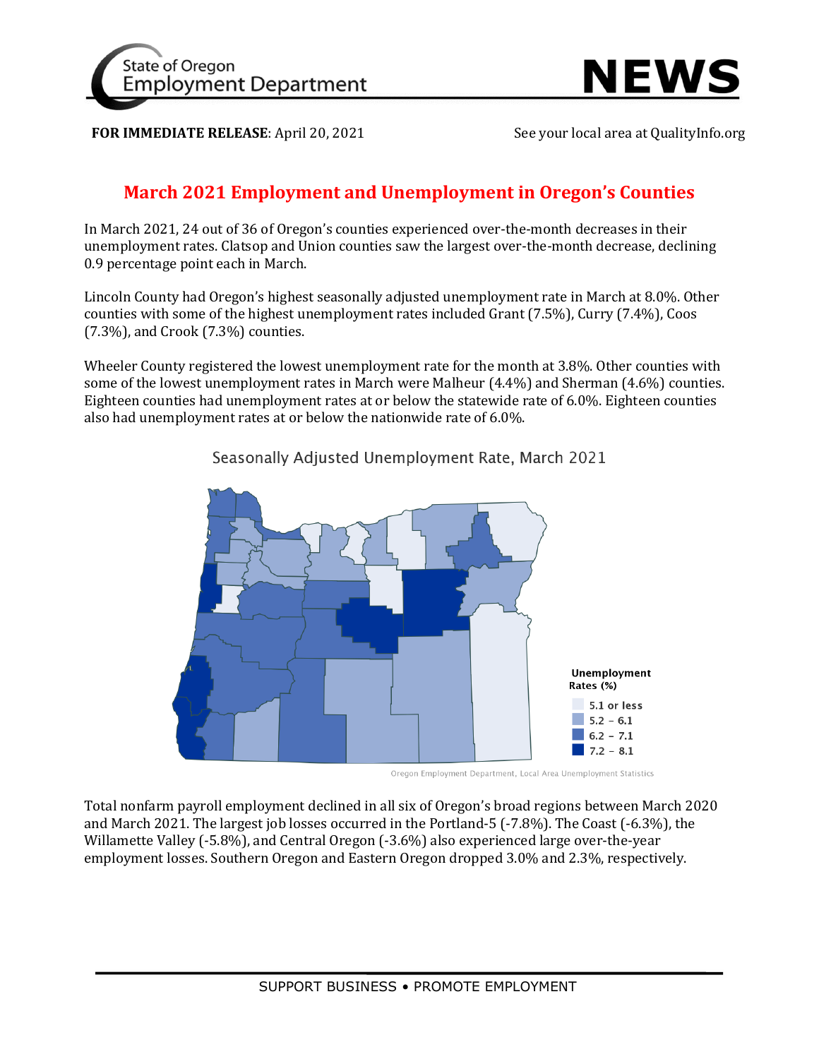State of Oregon Employment Department

# NEWS

**FOR IMMEDIATE RELEASE**: April 20, 2021

See your local area at QualityInfo.org

## March 2021 Employment and Unemployment in Oregon's Counties

In March 2021, 24 out of 36 of Oregon's counties experienced over-the-month decreases in their unemployment rates. Clatsop and Union counties saw the largest over-the-month decrease, declining 0.9 percentage point each in March.

Lincoln County had Oregon's highest seasonally adjusted unemployment rate in March at 8.0%. Other counties with some of the highest unemployment rates included Grant (7.5%), Curry (7.4%), Coos (7.3%), and Crook (7.3%) counties.

Wheeler County registered the lowest unemployment rate for the month at 3.8%. Other counties with some of the lowest unemployment rates in March were Malheur (4.4%) and Sherman (4.6%) counties. Eighteen counties had unemployment rates at or below the statewide rate of 6.0%. Eighteen counties also had unemployment rates at or below the nationwide rate of 6.0%.

Seasonally Adjusted Unemployment Rate, March 2021

Unemployment Rates (%)
- 5.1 or less
- 5.2 - 6.1
- 6.2 - 7.1
- 7.2 - 8.1

Oregon Employment Department, Local Area Unemployment Statistics

Total nonfarm payroll employment declined in all six of Oregon's broad regions between March 2020 and March 2021. The largest job losses occurred in the Portland-5 (-7.8%). The Coast (-6.3%), the Willamette Valley (-5.8%), and Central Oregon (-3.6%) also experienced large over-the-year employment losses. Southern Oregon and Eastern Oregon dropped 3.0% and 2.3%, respectively.

SUPPORT BUSINESS • PROMOTE EMPLOYMENT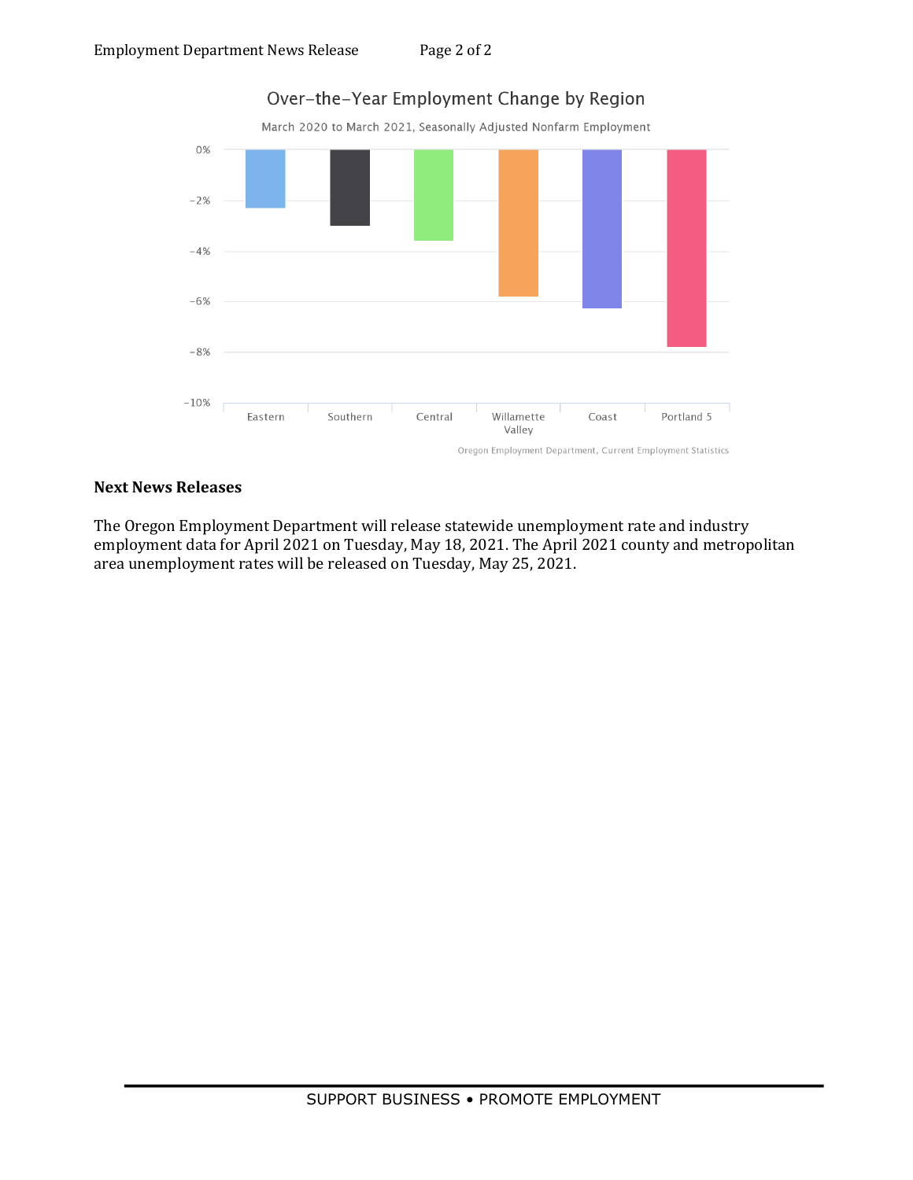## Over-the-Year Employment Change by Region

March 2020 to March 2021, Seasonally Adjusted Nonfarm Employment

| Region | Change |
|---|---|
| Eastern | ~-2.3% |
| Southern | ~-3.0% |
| Central | ~-3.6% |
| Willamette Valley | ~-5.8% |
| Coast | ~-6.3% |
| Portland 5 | ~-7.8% |

Oregon Employment Department, Current Employment Statistics

**Next News Releases**

The Oregon Employment Department will release statewide unemployment rate and industry employment data for April 2021 on Tuesday, May 18, 2021. The April 2021 county and metropolitan area unemployment rates will be released on Tuesday, May 25, 2021.

SUPPORT BUSINESS • PROMOTE EMPLOYMENT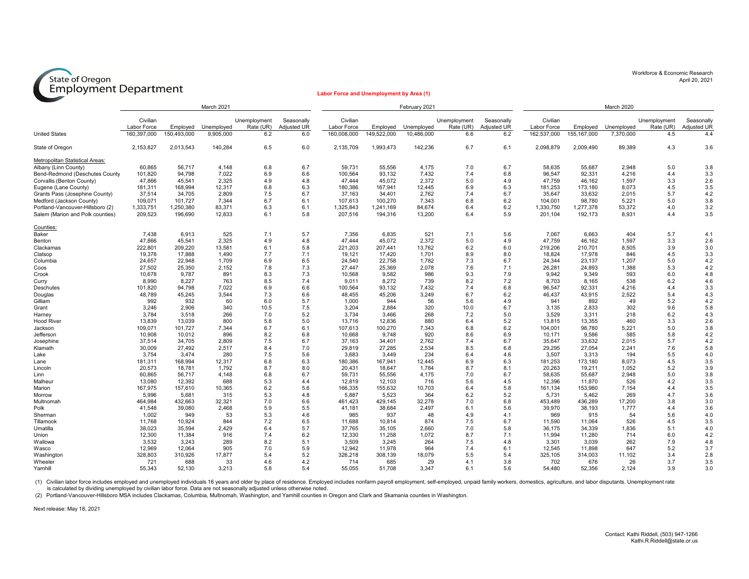State of Oregon Employment Department

Workforce & Economic Research
April 20, 2021

## Labor Force and Unemployment by Area (1)

| | March 2021 | | | | | February 2021 | | | | | March 2020 | | | | |
|---|---|---|---|---|---|---|---|---|---|---|---|---|---|---|---|
| | Civilian Labor Force | Employed | Unemployed | Unemployment Rate (UR) | Seasonally Adjusted UR | Civilian Labor Force | Employed | Unemployed | Unemployment Rate (UR) | Seasonally Adjusted UR | Civilian Labor Force | Employed | Unemployed | Unemployment Rate (UR) | Seasonally Adjusted UR |
| United States | 160,397,000 | 150,493,000 | 9,905,000 | 6.2 | 6.0 | 160,008,000 | 149,522,000 | 10,486,000 | 6.6 | 6.2 | 162,537,000 | 155,167,000 | 7,370,000 | 4.5 | 4.4 |
| State of Oregon | 2,153,827 | 2,013,543 | 140,284 | 6.5 | 6.0 | 2,135,709 | 1,993,473 | 142,236 | 6.7 | 6.1 | 2,098,879 | 2,009,490 | 89,389 | 4.3 | 3.6 |
| Metropolitan Statistical Areas: | | | | | | | | | | | | | | | |
| Albany (Linn County) | 60,865 | 56,717 | 4,148 | 6.8 | 6.7 | 59,731 | 55,556 | 4,175 | 7.0 | 6.7 | 58,635 | 55,687 | 2,948 | 5.0 | 3.8 |
| Bend-Redmond (Deschutes County | 101,820 | 94,798 | 7,022 | 6.9 | 6.6 | 100,564 | 93,132 | 7,432 | 7.4 | 6.8 | 96,547 | 92,331 | 4,216 | 4.4 | 3.3 |
| Corvallis (Benton County) | 47,866 | 45,541 | 2,325 | 4.9 | 4.8 | 47,444 | 45,072 | 2,372 | 5.0 | 4.9 | 47,759 | 46,162 | 1,597 | 3.3 | 2.6 |
| Eugene (Lane County) | 181,311 | 168,994 | 12,317 | 6.8 | 6.3 | 180,386 | 167,941 | 12,445 | 6.9 | 6.3 | 181,253 | 173,180 | 8,073 | 4.5 | 3.5 |
| Grants Pass (Josephine County) | 37,514 | 34,705 | 2,809 | 7.5 | 6.7 | 37,163 | 34,401 | 2,762 | 7.4 | 6.7 | 35,647 | 33,632 | 2,015 | 5.7 | 4.2 |
| Medford (Jackson County) | 109,071 | 101,727 | 7,344 | 6.7 | 6.1 | 107,613 | 100,270 | 7,343 | 6.8 | 6.2 | 104,001 | 98,780 | 5,221 | 5.0 | 3.8 |
| Portland-Vancouver-Hillsboro (2) | 1,333,751 | 1,250,380 | 83,371 | 6.3 | 6.1 | 1,325,843 | 1,241,169 | 84,674 | 6.4 | 6.2 | 1,330,750 | 1,277,378 | 53,372 | 4.0 | 3.2 |
| Salem (Marion and Polk counties) | 209,523 | 196,690 | 12,833 | 6.1 | 5.8 | 207,516 | 194,316 | 13,200 | 6.4 | 5.9 | 201,104 | 192,173 | 8,931 | 4.4 | 3.5 |
| Counties: | | | | | | | | | | | | | | | |
| Baker | 7,438 | 6,913 | 525 | 7.1 | 5.7 | 7,356 | 6,835 | 521 | 7.1 | 5.6 | 7,067 | 6,663 | 404 | 5.7 | 4.1 |
| Benton | 47,866 | 45,541 | 2,325 | 4.9 | 4.8 | 47,444 | 45,072 | 2,372 | 5.0 | 4.9 | 47,759 | 46,162 | 1,597 | 3.3 | 2.6 |
| Clackamas | 222,801 | 209,220 | 13,581 | 6.1 | 5.8 | 221,203 | 207,441 | 13,762 | 6.2 | 6.0 | 219,206 | 210,701 | 8,505 | 3.9 | 3.0 |
| Clatsop | 19,378 | 17,888 | 1,490 | 7.7 | 7.1 | 19,121 | 17,420 | 1,701 | 8.9 | 8.0 | 18,824 | 17,978 | 846 | 4.5 | 3.3 |
| Columbia | 24,657 | 22,948 | 1,709 | 6.9 | 6.5 | 24,540 | 22,758 | 1,782 | 7.3 | 6.7 | 24,344 | 23,137 | 1,207 | 5.0 | 4.2 |
| Coos | 27,502 | 25,350 | 2,152 | 7.8 | 7.3 | 27,447 | 25,369 | 2,078 | 7.6 | 7.1 | 26,281 | 24,893 | 1,388 | 5.3 | 4.2 |
| Crook | 10,678 | 9,787 | 891 | 8.3 | 7.3 | 10,568 | 9,582 | 986 | 9.3 | 7.9 | 9,942 | 9,349 | 593 | 6.0 | 4.8 |
| Curry | 8,990 | 8,227 | 763 | 8.5 | 7.4 | 9,011 | 8,272 | 739 | 8.2 | 7.2 | 8,703 | 8,165 | 538 | 6.2 | 4.6 |
| Deschutes | 101,820 | 94,798 | 7,022 | 6.9 | 6.6 | 100,564 | 93,132 | 7,432 | 7.4 | 6.8 | 96,547 | 92,331 | 4,216 | 4.4 | 3.3 |
| Douglas | 48,789 | 45,245 | 3,544 | 7.3 | 6.6 | 48,455 | 45,206 | 3,249 | 6.7 | 6.2 | 46,437 | 43,915 | 2,522 | 5.4 | 4.3 |
| Gilliam | 992 | 932 | 60 | 6.0 | 5.7 | 1,000 | 944 | 56 | 5.6 | 4.9 | 941 | 892 | 49 | 5.2 | 4.2 |
| Grant | 3,246 | 2,906 | 340 | 10.5 | 7.5 | 3,204 | 2,884 | 320 | 10.0 | 6.7 | 3,135 | 2,833 | 302 | 9.6 | 5.8 |
| Harney | 3,784 | 3,518 | 266 | 7.0 | 5.2 | 3,734 | 3,466 | 268 | 7.2 | 5.0 | 3,529 | 3,311 | 218 | 6.2 | 4.3 |
| Hood River | 13,839 | 13,039 | 800 | 5.8 | 5.0 | 13,716 | 12,836 | 880 | 6.4 | 5.2 | 13,815 | 13,355 | 460 | 3.3 | 2.6 |
| Jackson | 109,071 | 101,727 | 7,344 | 6.7 | 6.1 | 107,613 | 100,270 | 7,343 | 6.8 | 6.2 | 104,001 | 98,780 | 5,221 | 5.0 | 3.8 |
| Jefferson | 10,908 | 10,012 | 896 | 8.2 | 6.8 | 10,668 | 9,748 | 920 | 8.6 | 6.9 | 10,171 | 9,586 | 585 | 5.8 | 4.2 |
| Josephine | 37,514 | 34,705 | 2,809 | 7.5 | 6.7 | 37,163 | 34,401 | 2,762 | 7.4 | 6.7 | 35,647 | 33,632 | 2,015 | 5.7 | 4.2 |
| Klamath | 30,009 | 27,492 | 2,517 | 8.4 | 7.0 | 29,819 | 27,285 | 2,534 | 8.5 | 6.8 | 29,295 | 27,054 | 2,241 | 7.6 | 5.8 |
| Lake | 3,754 | 3,474 | 280 | 7.5 | 5.6 | 3,683 | 3,449 | 234 | 6.4 | 4.6 | 3,507 | 3,313 | 194 | 5.5 | 4.0 |
| Lane | 181,311 | 168,994 | 12,317 | 6.8 | 6.3 | 180,386 | 167,941 | 12,445 | 6.9 | 6.3 | 181,253 | 173,180 | 8,073 | 4.5 | 3.5 |
| Lincoln | 20,573 | 18,781 | 1,792 | 8.7 | 8.0 | 20,431 | 18,647 | 1,784 | 8.7 | 8.1 | 20,263 | 19,211 | 1,052 | 5.2 | 3.9 |
| Linn | 60,865 | 56,717 | 4,148 | 6.8 | 6.7 | 59,731 | 55,556 | 4,175 | 7.0 | 6.7 | 58,635 | 55,687 | 2,948 | 5.0 | 3.8 |
| Malheur | 13,080 | 12,392 | 688 | 5.3 | 4.4 | 12,819 | 12,103 | 716 | 5.6 | 4.5 | 12,396 | 11,870 | 526 | 4.2 | 3.5 |
| Marion | 167,975 | 157,610 | 10,365 | 6.2 | 5.6 | 166,335 | 155,632 | 10,703 | 6.4 | 5.8 | 161,134 | 153,980 | 7,154 | 4.4 | 3.5 |
| Morrow | 5,996 | 5,681 | 315 | 5.3 | 4.8 | 5,887 | 5,523 | 364 | 6.2 | 5.2 | 5,731 | 5,462 | 269 | 4.7 | 3.6 |
| Multnomah | 464,984 | 432,663 | 32,321 | 7.0 | 6.6 | 461,423 | 429,145 | 32,278 | 7.0 | 6.8 | 453,489 | 436,289 | 17,200 | 3.8 | 3.0 |
| Polk | 41,548 | 39,080 | 2,468 | 5.9 | 5.5 | 41,181 | 38,684 | 2,497 | 6.1 | 5.6 | 39,970 | 38,193 | 1,777 | 4.4 | 3.6 |
| Sherman | 1,002 | 949 | 53 | 5.3 | 4.6 | 985 | 937 | 48 | 4.9 | 4.1 | 969 | 915 | 54 | 5.6 | 4.0 |
| Tillamook | 11,768 | 10,924 | 844 | 7.2 | 6.5 | 11,688 | 10,814 | 874 | 7.5 | 6.7 | 11,590 | 11,064 | 526 | 4.5 | 3.5 |
| Umatilla | 38,023 | 35,594 | 2,429 | 6.4 | 5.7 | 37,765 | 35,105 | 2,660 | 7.0 | 5.8 | 36,175 | 34,339 | 1,836 | 5.1 | 4.0 |
| Union | 12,300 | 11,384 | 916 | 7.4 | 6.2 | 12,330 | 11,258 | 1,072 | 8.7 | 7.1 | 11,994 | 11,280 | 714 | 6.0 | 4.2 |
| Wallowa | 3,532 | 3,243 | 289 | 8.2 | 5.1 | 3,509 | 3,245 | 264 | 7.5 | 4.8 | 3,301 | 3,039 | 262 | 7.9 | 4.8 |
| Wasco | 12,969 | 12,064 | 905 | 7.0 | 5.9 | 12,942 | 11,978 | 964 | 7.4 | 6.1 | 12,545 | 11,898 | 647 | 5.2 | 3.7 |
| Washington | 328,803 | 310,926 | 17,877 | 5.4 | 5.2 | 326,218 | 308,139 | 18,079 | 5.5 | 5.4 | 325,105 | 314,003 | 11,102 | 3.4 | 2.8 |
| Wheeler | 721 | 688 | 33 | 4.6 | 4.2 | 714 | 685 | 29 | 4.1 | 3.8 | 702 | 676 | 26 | 3.7 | 3.5 |
| Yamhill | 55,343 | 52,130 | 3,213 | 5.8 | 5.4 | 55,055 | 51,708 | 3,347 | 6.1 | 5.6 | 54,480 | 52,356 | 2,124 | 3.9 | 3.0 |

(1) Civilian labor force includes employed and unemployed individuals 16 years and older by place of residence. Employed includes nonfarm payroll employment, self-employed, unpaid family workers, domestics, agriculture, and labor disputants. Unemployment rate is calculated by dividing unemployed by civilian labor force. Data are not seasonally adjusted unless otherwise noted.

(2) Portland-Vancouver-Hillsboro MSA includes Clackamas, Columbia, Multnomah, Washington, and Yamhill counties in Oregon and Clark and Skamania counties in Washington.

Next release: May 18, 2021

Contact: Kathi Riddell, (503) 947-1266
Kathi.R.Riddell@state.or.us